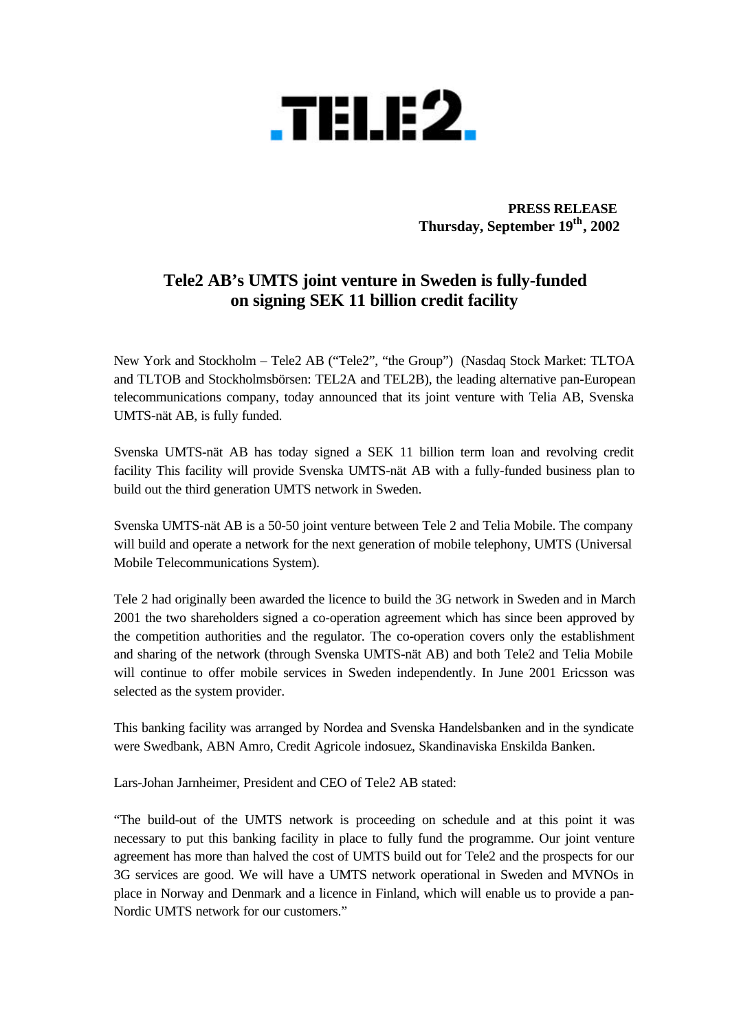.TELE2.

**PRESS RELEASE**
**Thursday, September 19th, 2002**

# Tele2 AB's UMTS joint venture in Sweden is fully-funded on signing SEK 11 billion credit facility

New York and Stockholm – Tele2 AB ("Tele2", "the Group") (Nasdaq Stock Market: TLTOA and TLTOB and Stockholmsbörsen: TEL2A and TEL2B), the leading alternative pan-European telecommunications company, today announced that its joint venture with Telia AB, Svenska UMTS-nät AB, is fully funded.

Svenska UMTS-nät AB has today signed a SEK 11 billion term loan and revolving credit facility This facility will provide Svenska UMTS-nät AB with a fully-funded business plan to build out the third generation UMTS network in Sweden.

Svenska UMTS-nät AB is a 50-50 joint venture between Tele 2 and Telia Mobile. The company will build and operate a network for the next generation of mobile telephony, UMTS (Universal Mobile Telecommunications System).

Tele 2 had originally been awarded the licence to build the 3G network in Sweden and in March 2001 the two shareholders signed a co-operation agreement which has since been approved by the competition authorities and the regulator. The co-operation covers only the establishment and sharing of the network (through Svenska UMTS-nät AB) and both Tele2 and Telia Mobile will continue to offer mobile services in Sweden independently. In June 2001 Ericsson was selected as the system provider.

This banking facility was arranged by Nordea and Svenska Handelsbanken and in the syndicate were Swedbank, ABN Amro, Credit Agricole indosuez, Skandinaviska Enskilda Banken.

Lars-Johan Jarnheimer, President and CEO of Tele2 AB stated:

"The build-out of the UMTS network is proceeding on schedule and at this point it was necessary to put this banking facility in place to fully fund the programme. Our joint venture agreement has more than halved the cost of UMTS build out for Tele2 and the prospects for our 3G services are good. We will have a UMTS network operational in Sweden and MVNOs in place in Norway and Denmark and a licence in Finland, which will enable us to provide a pan-Nordic UMTS network for our customers."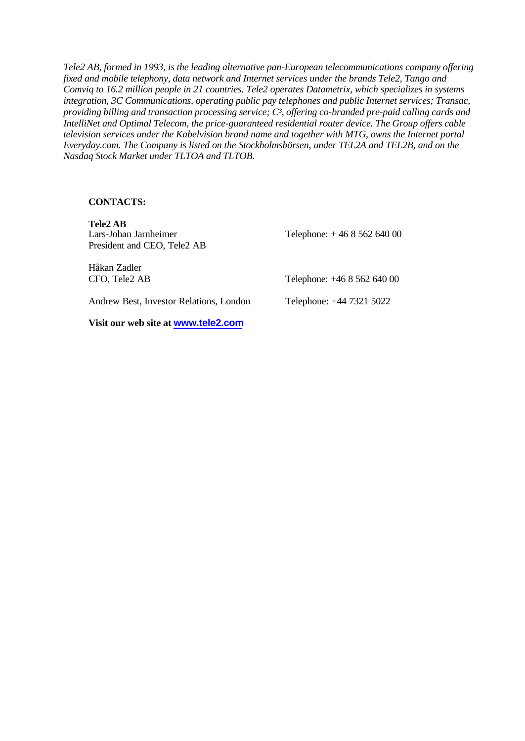*Tele2 AB, formed in 1993, is the leading alternative pan-European telecommunications company offering fixed and mobile telephony, data network and Internet services under the brands Tele2, Tango and Comviq to 16.2 million people in 21 countries. Tele2 operates Datametrix, which specializes in systems integration, 3C Communications, operating public pay telephones and public Internet services; Transac, providing billing and transaction processing service; C³, offering co-branded pre-paid calling cards and IntelliNet and Optimal Telecom, the price-guaranteed residential router device. The Group offers cable television services under the Kabelvision brand name and together with MTG, owns the Internet portal Everyday.com. The Company is listed on the Stockholmsbörsen, under TEL2A and TEL2B, and on the Nasdaq Stock Market under TLTOA and TLTOB.*

**CONTACTS:**

| | |
|---|---|
| **Tele2 AB**<br>Lars-Johan Jarnheimer<br>President and CEO, Tele2 AB | Telephone: + 46 8 562 640 00 |
| Håkan Zadler<br>CFO, Tele2 AB | Telephone: +46 8 562 640 00 |
| Andrew Best, Investor Relations, London | Telephone: +44 7321 5022 |

**Visit our web site at www.tele2.com**